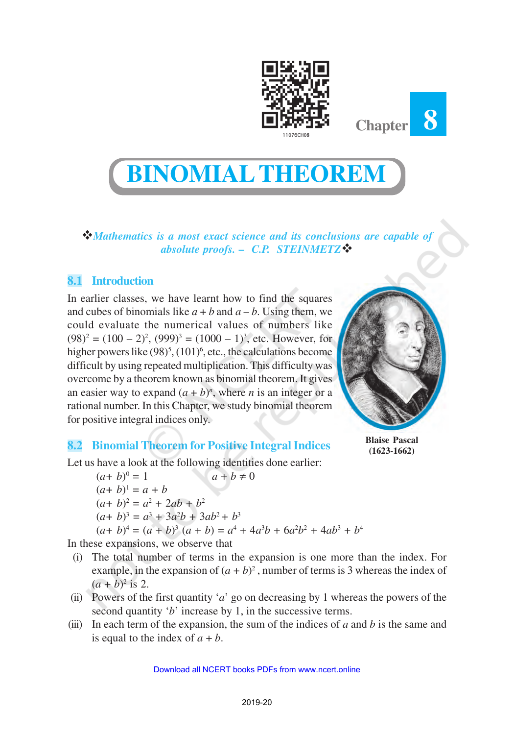Chapter 8

# BINOMIAL THEOREM

❖*Mathematics is a most exact science and its conclusions are capable of absolute proofs. – C.P. STEINMETZ*❖

## 8.1 Introduction

In earlier classes, we have learnt how to find the squares and cubes of binomials like $a + b$ and $a - b$. Using them, we could evaluate the numerical values of numbers like $(98)^2 = (100 - 2)^2$, $(999)^3 = (1000 - 1)^3$, etc. However, for higher powers like $(98)^5$, $(101)^6$, etc., the calculations become difficult by using repeated multiplication. This difficulty was overcome by a theorem known as binomial theorem. It gives an easier way to expand $(a + b)^n$, where $n$ is an integer or a rational number. In this Chapter, we study binomial theorem for positive integral indices only.

**Blaise Pascal (1623-1662)**

## 8.2 Binomial Theorem for Positive Integral Indices

Let us have a look at the following identities done earlier:

$$(a+ b)^0 = 1 \qquad a + b \neq 0$$

$$(a+ b)^1 = a + b$$

$$(a+ b)^2 = a^2 + 2ab + b^2$$

$$(a+ b)^3 = a^3 + 3a^2b + 3ab^2 + b^3$$

$$(a+ b)^4 = (a + b)^3 (a + b) = a^4 + 4a^3b + 6a^2b^2 + 4ab^3 + b^4$$

In these expansions, we observe that

(i) The total number of terms in the expansion is one more than the index. For example, in the expansion of $(a + b)^2$ , number of terms is 3 whereas the index of $(a + b)^2$ is 2.

(ii) Powers of the first quantity '$a$' go on decreasing by 1 whereas the powers of the second quantity '$b$' increase by 1, in the successive terms.

(iii) In each term of the expansion, the sum of the indices of $a$ and $b$ is the same and is equal to the index of $a + b$.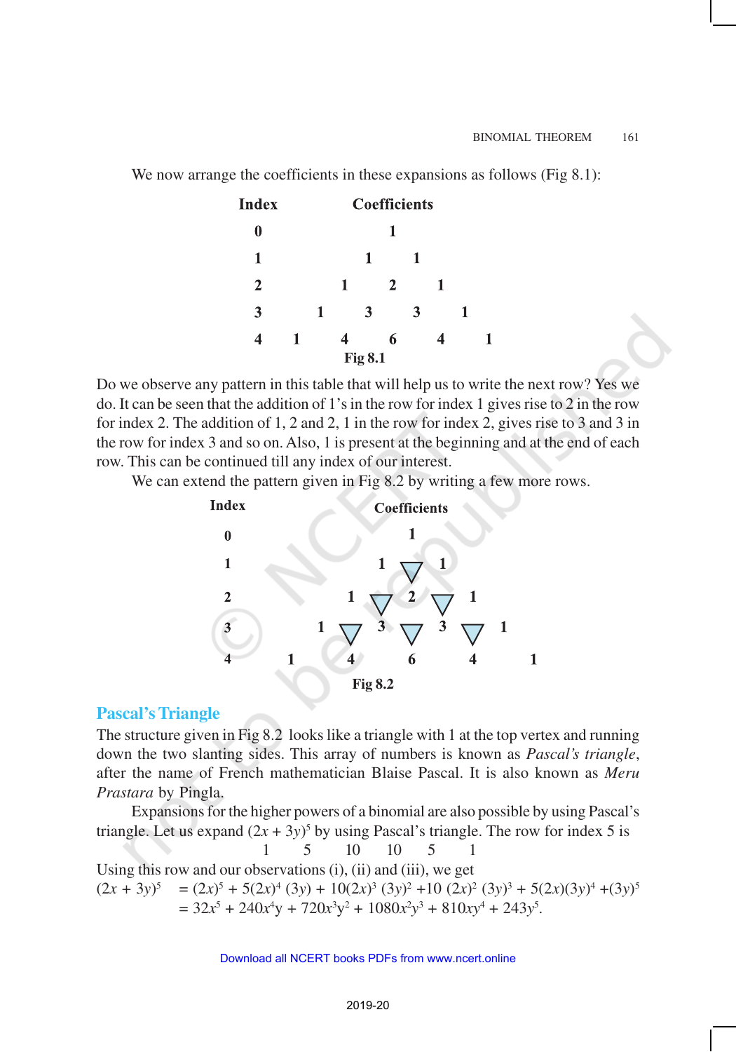We now arrange the coefficients in these expansions as follows (Fig 8.1):

| Index | Coefficients |
|---|---|
| 0 | 1 |
| 1 | 1 1 |
| 2 | 1 2 1 |
| 3 | 1 3 3 1 |
| 4 | 1 4 6 4 1 |

**Fig 8.1**

Do we observe any pattern in this table that will help us to write the next row? Yes we do. It can be seen that the addition of 1's in the row for index 1 gives rise to 2 in the row for index 2. The addition of 1, 2 and 2, 1 in the row for index 2, gives rise to 3 and 3 in the row for index 3 and so on. Also, 1 is present at the beginning and at the end of each row. This can be continued till any index of our interest.

We can extend the pattern given in Fig 8.2 by writing a few more rows.

| Index | Coefficients |
|---|---|
| 0 | 1 |
| 1 | 1 1 |
| 2 | 1 2 1 |
| 3 | 1 3 3 1 |
| 4 | 1 4 6 4 1 |

**Fig 8.2**

## Pascal's Triangle

The structure given in Fig 8.2 looks like a triangle with 1 at the top vertex and running down the two slanting sides. This array of numbers is known as *Pascal's triangle*, after the name of French mathematician Blaise Pascal. It is also known as *Meru Prastara* by Pingla.

Expansions for the higher powers of a binomial are also possible by using Pascal's triangle. Let us expand $(2x + 3y)^5$ by using Pascal's triangle. The row for index 5 is

1 5 10 10 5 1

Using this row and our observations (i), (ii) and (iii), we get

$$(2x + 3y)^5 = (2x)^5 + 5(2x)^4 (3y) + 10(2x)^3 (3y)^2 + 10 (2x)^2 (3y)^3 + 5(2x)(3y)^4 + (3y)^5$$

$$= 32x^5 + 240x^4y + 720x^3y^2 + 1080x^2y^3 + 810xy^4 + 243y^5.$$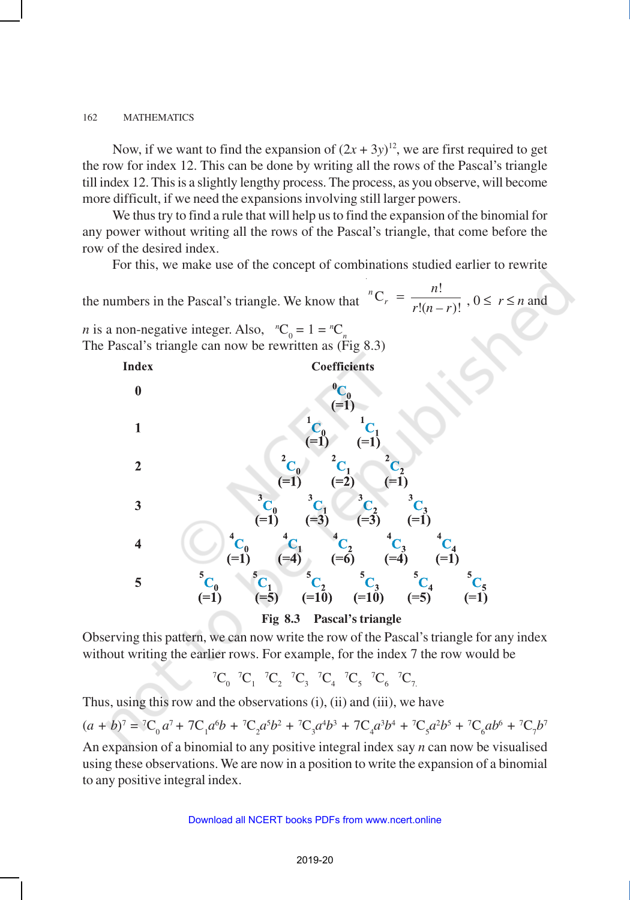Now, if we want to find the expansion of $(2x + 3y)^{12}$, we are first required to get the row for index 12. This can be done by writing all the rows of the Pascal's triangle till index 12. This is a slightly lengthy process. The process, as you observe, will become more difficult, if we need the expansions involving still larger powers.

We thus try to find a rule that will help us to find the expansion of the binomial for any power without writing all the rows of the Pascal's triangle, that come before the row of the desired index.

For this, we make use of the concept of combinations studied earlier to rewrite the numbers in the Pascal's triangle. We know that $^{n}C_{r} = \dfrac{n!}{r!(n-r)!}$, $0 \le r \le n$ and $n$ is a non-negative integer. Also, $^{n}C_{0} = 1 = {}^{n}C_{n}$

The Pascal's triangle can now be rewritten as (Fig 8.3)

| Index | Coefficients |
|---|---|
| 0 | $^{0}C_{0}$ (=1) |
| 1 | $^{1}C_{0}$ (=1) $\quad$ $^{1}C_{1}$ (=1) |
| 2 | $^{2}C_{0}$ (=1) $\quad$ $^{2}C_{1}$ (=2) $\quad$ $^{2}C_{2}$ (=1) |
| 3 | $^{3}C_{0}$ (=1) $\quad$ $^{3}C_{1}$ (=3) $\quad$ $^{3}C_{2}$ (=3) $\quad$ $^{3}C_{3}$ (=1) |
| 4 | $^{4}C_{0}$ (=1) $\quad$ $^{4}C_{1}$ (=4) $\quad$ $^{4}C_{2}$ (=6) $\quad$ $^{4}C_{3}$ (=4) $\quad$ $^{4}C_{4}$ (=1) |
| 5 | $^{5}C_{0}$ (=1) $\quad$ $^{5}C_{1}$ (=5) $\quad$ $^{5}C_{2}$ (=10) $\quad$ $^{5}C_{3}$ (=10) $\quad$ $^{5}C_{4}$ (=5) $\quad$ $^{5}C_{5}$ (=1) |

**Fig 8.3 Pascal's triangle**

Observing this pattern, we can now write the row of the Pascal's triangle for any index without writing the earlier rows. For example, for the index 7 the row would be

$$^{7}C_{0} \quad ^{7}C_{1} \quad ^{7}C_{2} \quad ^{7}C_{3} \quad ^{7}C_{4} \quad ^{7}C_{5} \quad ^{7}C_{6} \quad ^{7}C_{7}.$$

Thus, using this row and the observations (i), (ii) and (iii), we have

$$(a + b)^{7} = {}^{7}C_{0}\, a^{7} + {}^{7}C_{1}a^{6}b + {}^{7}C_{2}a^{5}b^{2} + {}^{7}C_{3}a^{4}b^{3} + {}^{7}C_{4}a^{3}b^{4} + {}^{7}C_{5}a^{2}b^{5} + {}^{7}C_{6}ab^{6} + {}^{7}C_{7}b^{7}$$

An expansion of a binomial to any positive integral index say $n$ can now be visualised using these observations. We are now in a position to write the expansion of a binomial to any positive integral index.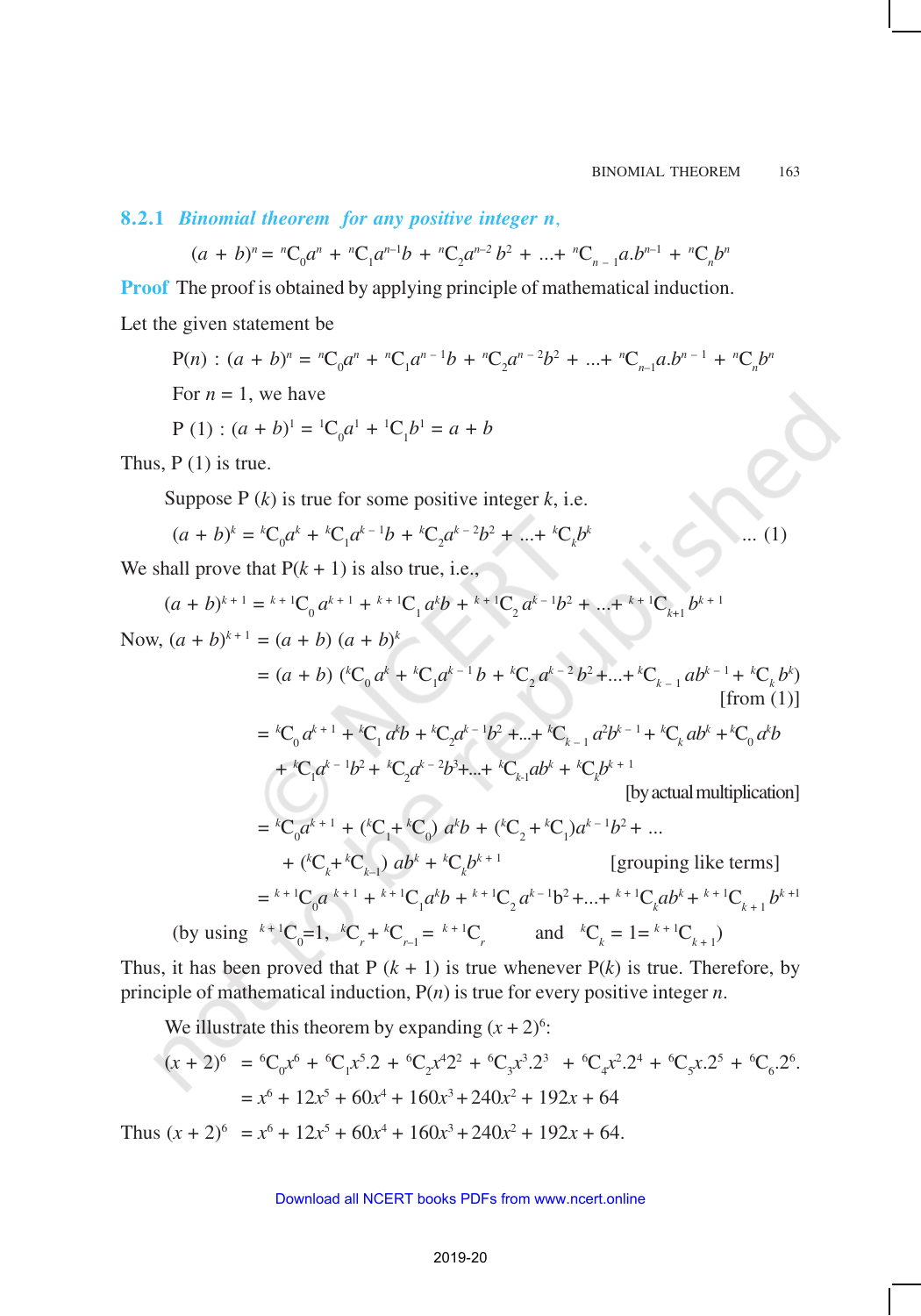### 8.2.1 *Binomial theorem for any positive integer n*,

$$(a + b)^n = {}^nC_0a^n + {}^nC_1a^{n-1}b + {}^nC_2a^{n-2}b^2 + ...+ {}^nC_{n-1}a.b^{n-1} + {}^nC_nb^n$$

**Proof** The proof is obtained by applying principle of mathematical induction.

Let the given statement be

$$P(n) : (a + b)^n = {}^nC_0a^n + {}^nC_1a^{n-1}b + {}^nC_2a^{n-2}b^2 + ...+ {}^nC_{n-1}a.b^{n-1} + {}^nC_nb^n$$

For $n = 1$, we have

$$P(1) : (a + b)^1 = {}^1C_0a^1 + {}^1C_1b^1 = a + b$$

Thus, P (1) is true.

Suppose P $(k)$ is true for some positive integer $k$, i.e.

$$(a + b)^k = {}^kC_0a^k + {}^kC_1a^{k-1}b + {}^kC_2a^{k-2}b^2 + ...+ {}^kC_kb^k \quad ... (1)$$

We shall prove that P$(k + 1)$ is also true, i.e.,

$$(a + b)^{k+1} = {}^{k+1}C_0\, a^{k+1} + {}^{k+1}C_1\, a^kb + {}^{k+1}C_2\, a^{k-1}b^2 + ...+ {}^{k+1}C_{k+1}\, b^{k+1}$$

Now, $(a + b)^{k+1} = (a + b)\,(a + b)^k$

$$= (a + b)\,({}^kC_0\, a^k + {}^kC_1a^{k-1}\, b + {}^kC_2\, a^{k-2}\, b^2 +...+ {}^kC_{k-1}\, ab^{k-1} + {}^kC_k\, b^k) \quad \text{[from (1)]}$$

$$= {}^kC_0\, a^{k+1} + {}^kC_1\, a^kb + {}^kC_2a^{k-1}b^2 +...+ {}^kC_{k-1}\, a^2b^{k-1} + {}^kC_k\, ab^k + {}^kC_0\, a^kb$$
$$+ {}^kC_1a^{k-1}b^2 + {}^kC_2a^{k-2}b^3 +...+ {}^kC_{k-1}ab^k + {}^kC_kb^{k+1} \quad \text{[by actual multiplication]}$$

$$= {}^kC_0a^{k+1} + ({}^kC_1 + {}^kC_0)\, a^kb + ({}^kC_2 + {}^kC_1)a^{k-1}b^2 + ...$$
$$+ ({}^kC_k + {}^kC_{k-1})\, ab^k + {}^kC_kb^{k+1} \quad \text{[grouping like terms]}$$

$$= {}^{k+1}C_0a^{k+1} + {}^{k+1}C_1a^kb + {}^{k+1}C_2\, a^{k-1}b^2 +...+ {}^{k+1}C_kab^k + {}^{k+1}C_{k+1}\, b^{k+1}$$

(by using ${}^{k+1}C_0 = 1$, ${}^kC_r + {}^kC_{r-1} = {}^{k+1}C_r$ and ${}^kC_k = 1 = {}^{k+1}C_{k+1}$)

Thus, it has been proved that P $(k + 1)$ is true whenever P$(k)$ is true. Therefore, by principle of mathematical induction, P$(n)$ is true for every positive integer $n$.

We illustrate this theorem by expanding $(x + 2)^6$:

$$(x + 2)^6 = {}^6C_0x^6 + {}^6C_1x^5.2 + {}^6C_2x^4 2^2 + {}^6C_3x^3.2^3 + {}^6C_4x^2.2^4 + {}^6C_5x.2^5 + {}^6C_6.2^6.$$
$$= x^6 + 12x^5 + 60x^4 + 160x^3 + 240x^2 + 192x + 64$$

Thus $(x + 2)^6 = x^6 + 12x^5 + 60x^4 + 160x^3 + 240x^2 + 192x + 64$.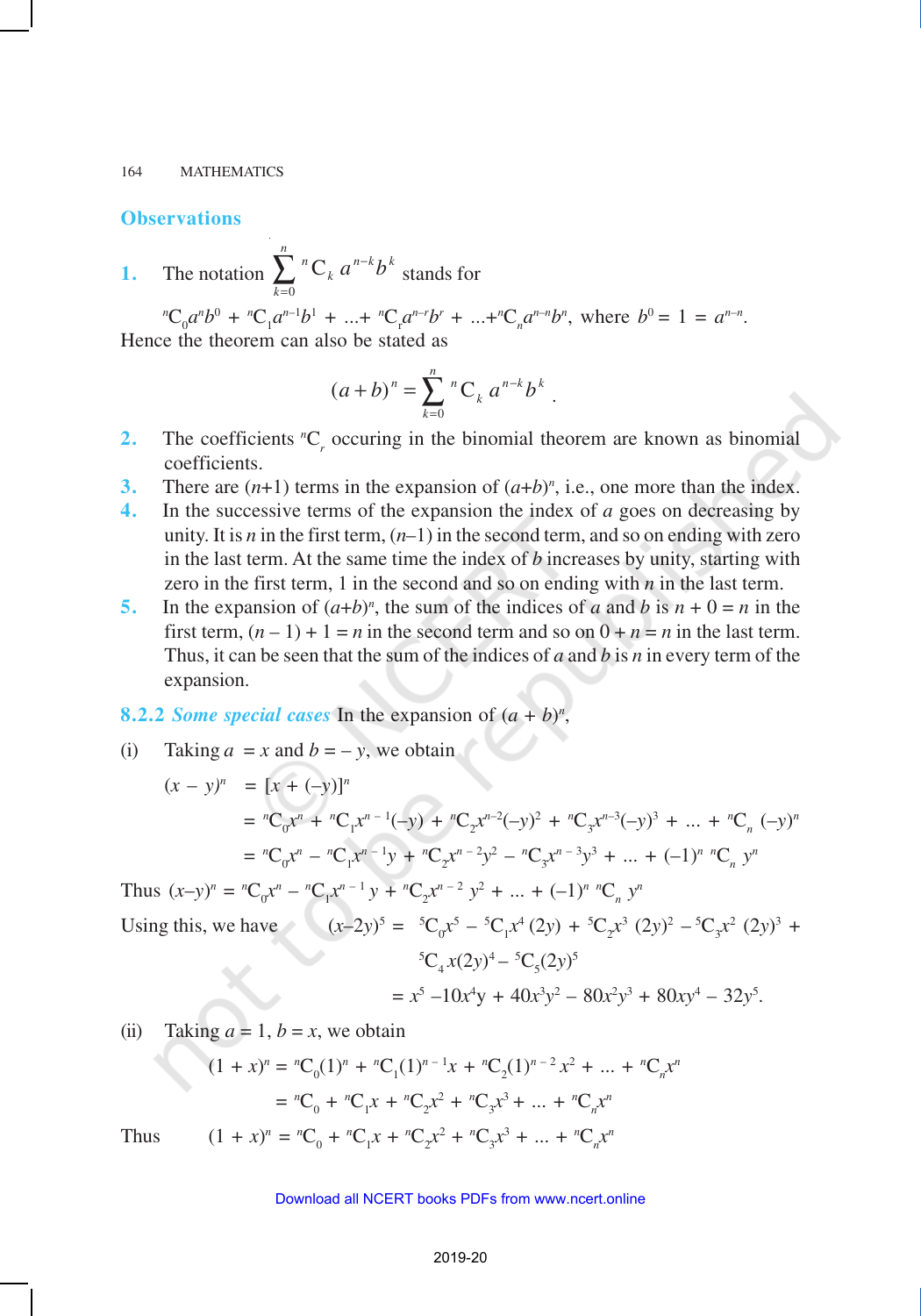### Observations

**1.** The notation $\sum_{k=0}^{n} {}^nC_k\, a^{n-k} b^k$ stands for

${}^nC_0 a^n b^0 + {}^nC_1 a^{n-1} b^1 + ...+ {}^nC_r a^{n-r} b^r + ...+ {}^nC_n a^{n-n} b^n$, where $b^0 = 1 = a^{n-n}$.

Hence the theorem can also be stated as

$$(a+b)^n = \sum_{k=0}^{n} {}^nC_k\, a^{n-k} b^k .$$

**2.** The coefficients ${}^nC_r$ occuring in the binomial theorem are known as binomial coefficients.

**3.** There are $(n+1)$ terms in the expansion of $(a+b)^n$, i.e., one more than the index.

**4.** In the successive terms of the expansion the index of $a$ goes on decreasing by unity. It is $n$ in the first term, $(n–1)$ in the second term, and so on ending with zero in the last term. At the same time the index of $b$ increases by unity, starting with zero in the first term, 1 in the second and so on ending with $n$ in the last term.

**5.** In the expansion of $(a+b)^n$, the sum of the indices of $a$ and $b$ is $n + 0 = n$ in the first term, $(n – 1) + 1 = n$ in the second term and so on $0 + n = n$ in the last term. Thus, it can be seen that the sum of the indices of $a$ and $b$ is $n$ in every term of the expansion.

**8.2.2** ***Some special cases*** In the expansion of $(a + b)^n$,

(i) Taking $a = x$ and $b = – y$, we obtain

$$\begin{aligned}(x - y)^n &= [x + (-y)]^n \\ &= {}^nC_0 x^n + {}^nC_1 x^{n-1}(-y) + {}^nC_2 x^{n-2}(-y)^2 + {}^nC_3 x^{n-3}(-y)^3 + ... + {}^nC_n (-y)^n \\ &= {}^nC_0 x^n - {}^nC_1 x^{n-1} y + {}^nC_2 x^{n-2} y^2 - {}^nC_3 x^{n-3} y^3 + ... + (-1)^n\, {}^nC_n\, y^n\end{aligned}$$

Thus $(x–y)^n = {}^nC_0 x^n - {}^nC_1 x^{n-1} y + {}^nC_2 x^{n-2} y^2 + ... + (-1)^n\, {}^nC_n\, y^n$

Using this, we have

$$\begin{aligned}(x-2y)^5 &= {}^5C_0 x^5 - {}^5C_1 x^4 (2y) + {}^5C_2 x^3 (2y)^2 - {}^5C_3 x^2 (2y)^3 + {}^5C_4\, x(2y)^4 - {}^5C_5 (2y)^5 \\ &= x^5 - 10x^4 y + 40x^3 y^2 - 80x^2 y^3 + 80xy^4 - 32y^5.\end{aligned}$$

(ii) Taking $a = 1$, $b = x$, we obtain

$$\begin{aligned}(1 + x)^n &= {}^nC_0 (1)^n + {}^nC_1 (1)^{n-1} x + {}^nC_2 (1)^{n-2} x^2 + ... + {}^nC_n x^n \\ &= {}^nC_0 + {}^nC_1 x + {}^nC_2 x^2 + {}^nC_3 x^3 + ... + {}^nC_n x^n\end{aligned}$$

Thus $\quad (1 + x)^n = {}^nC_0 + {}^nC_1 x + {}^nC_2 x^2 + {}^nC_3 x^3 + ... + {}^nC_n x^n$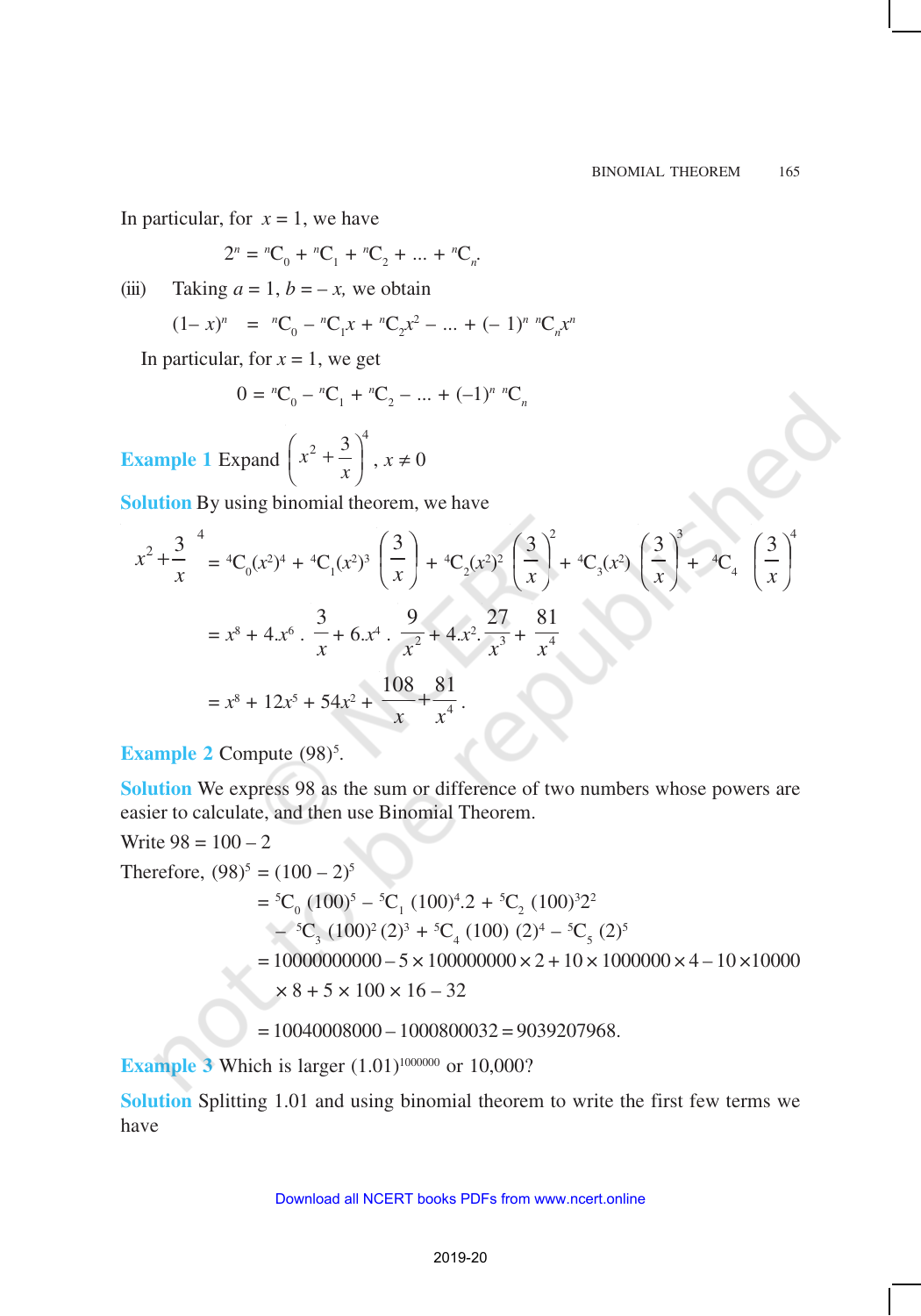In particular, for $x = 1$, we have

$$2^n = {}^nC_0 + {}^nC_1 + {}^nC_2 + ... + {}^nC_n.$$

(iii) Taking $a = 1$, $b = -x$, we obtain

$$(1- x)^n = {}^nC_0 - {}^nC_1 x + {}^nC_2 x^2 - ... + (-1)^n \, {}^nC_n x^n$$

In particular, for $x = 1$, we get

$$0 = {}^nC_0 - {}^nC_1 + {}^nC_2 - ... + (-1)^n \, {}^nC_n$$

**Example 1** Expand $\left(x^2 + \dfrac{3}{x}\right)^4$, $x \neq 0$

**Solution** By using binomial theorem, we have

$$\left(x^2 + \frac{3}{x}\right)^4 = {}^4C_0 (x^2)^4 + {}^4C_1 (x^2)^3 \left(\frac{3}{x}\right) + {}^4C_2 (x^2)^2 \left(\frac{3}{x}\right)^2 + {}^4C_3 (x^2) \left(\frac{3}{x}\right)^3 + {}^4C_4 \left(\frac{3}{x}\right)^4$$

$$= x^8 + 4.x^6 . \frac{3}{x} + 6.x^4 . \frac{9}{x^2} + 4.x^2 . \frac{27}{x^3} + \frac{81}{x^4}$$

$$= x^8 + 12x^5 + 54x^2 + \frac{108}{x} + \frac{81}{x^4}.$$

**Example 2** Compute $(98)^5$.

**Solution** We express 98 as the sum or difference of two numbers whose powers are easier to calculate, and then use Binomial Theorem.

Write $98 = 100 - 2$

Therefore, $(98)^5 = (100 - 2)^5$

$$= {}^5C_0 \, (100)^5 - {}^5C_1 \, (100)^4 . 2 + {}^5C_2 \, (100)^3 2^2$$
$$- {}^5C_3 \, (100)^2 \, (2)^3 + {}^5C_4 \, (100) \, (2)^4 - {}^5C_5 \, (2)^5$$
$$= 10000000000 - 5 \times 100000000 \times 2 + 10 \times 1000000 \times 4 - 10 \times 10000 \times 8 + 5 \times 100 \times 16 - 32$$
$$= 10040008000 - 1000800032 = 9039207968.$$

**Example 3** Which is larger $(1.01)^{1000000}$ or 10,000?

**Solution** Splitting 1.01 and using binomial theorem to write the first few terms we have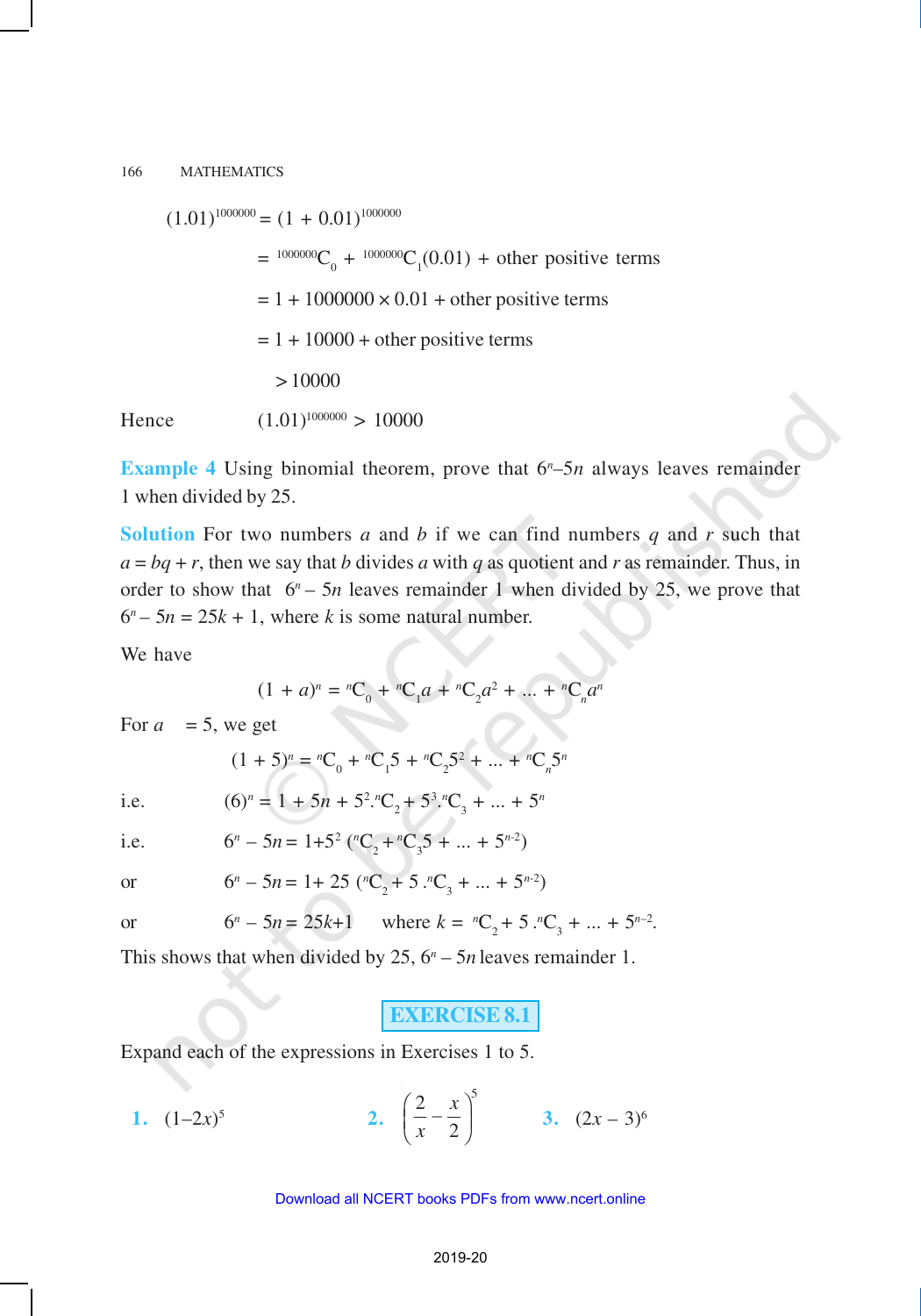$$(1.01)^{1000000} = (1 + 0.01)^{1000000}$$

$$= {}^{1000000}C_0 + {}^{1000000}C_1(0.01) + \text{other positive terms}$$

$$= 1 + 1000000 \times 0.01 + \text{other positive terms}$$

$$= 1 + 10000 + \text{other positive terms}$$

$$> 10000$$

Hence $\quad (1.01)^{1000000} > 10000$

**Example 4** Using binomial theorem, prove that $6^n – 5n$ always leaves remainder 1 when divided by 25.

**Solution** For two numbers $a$ and $b$ if we can find numbers $q$ and $r$ such that $a = bq + r$, then we say that $b$ divides $a$ with $q$ as quotient and $r$ as remainder. Thus, in order to show that $6^n – 5n$ leaves remainder 1 when divided by 25, we prove that $6^n – 5n = 25k + 1$, where $k$ is some natural number.

We have

$$(1 + a)^n = {}^nC_0 + {}^nC_1 a + {}^nC_2 a^2 + ... + {}^nC_n a^n$$

For $a = 5$, we get

$$(1 + 5)^n = {}^nC_0 + {}^nC_1 5 + {}^nC_2 5^2 + ... + {}^nC_n 5^n$$

i.e. $\quad (6)^n = 1 + 5n + 5^2 . {}^nC_2 + 5^3 . {}^nC_3 + ... + 5^n$

i.e. $\quad 6^n – 5n = 1 + 5^2 ({}^nC_2 + {}^nC_3 5 + ... + 5^{n-2})$

or $\quad 6^n – 5n = 1 + 25 ({}^nC_2 + 5 . {}^nC_3 + ... + 5^{n-2})$

or $\quad 6^n – 5n = 25k + 1 \quad$ where $k = {}^nC_2 + 5 . {}^nC_3 + ... + 5^{n-2}$.

This shows that when divided by 25, $6^n – 5n$ leaves remainder 1.

## EXERCISE 8.1

Expand each of the expressions in Exercises 1 to 5.

**1.** $(1 – 2x)^5$ $\qquad$ **2.** $\left(\dfrac{2}{x} - \dfrac{x}{2}\right)^5$ $\qquad$ **3.** $(2x – 3)^6$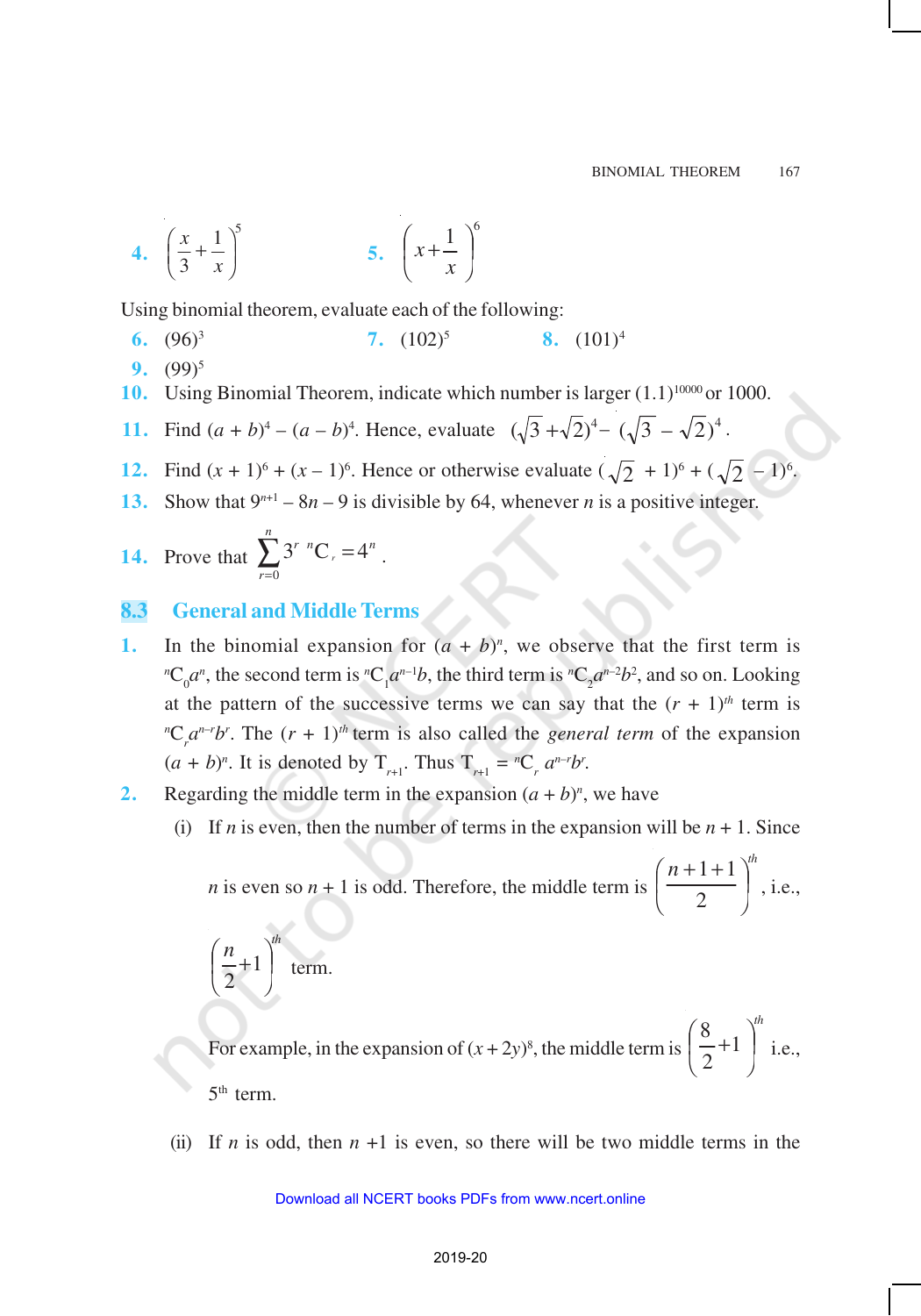**4.** $\left(\dfrac{x}{3}+\dfrac{1}{x}\right)^5$ **5.** $\left(x+\dfrac{1}{x}\right)^6$

Using binomial theorem, evaluate each of the following:

**6.** $(96)^3$ **7.** $(102)^5$ **8.** $(101)^4$

**9.** $(99)^5$

**10.** Using Binomial Theorem, indicate which number is larger $(1.1)^{10000}$ or 1000.

**11.** Find $(a + b)^4 - (a - b)^4$. Hence, evaluate $(\sqrt{3}+\sqrt{2})^4 - (\sqrt{3}-\sqrt{2})^4$.

**12.** Find $(x + 1)^6 + (x - 1)^6$. Hence or otherwise evaluate $(\sqrt{2}+1)^6 + (\sqrt{2}-1)^6$.

**13.** Show that $9^{n+1} - 8n - 9$ is divisible by 64, whenever $n$ is a positive integer.

**14.** Prove that $\sum_{r=0}^{n} 3^r\, {}^nC_r = 4^n$.

## 8.3 General and Middle Terms

**1.** In the binomial expansion for $(a + b)^n$, we observe that the first term is ${}^nC_0 a^n$, the second term is ${}^nC_1 a^{n-1}b$, the third term is ${}^nC_2 a^{n-2}b^2$, and so on. Looking at the pattern of the successive terms we can say that the $(r + 1)^{th}$ term is ${}^nC_r a^{n-r}b^r$. The $(r + 1)^{th}$ term is also called the *general term* of the expansion $(a + b)^n$. It is denoted by $T_{r+1}$. Thus $T_{r+1} = {}^nC_r\, a^{n-r}b^r$.

**2.** Regarding the middle term in the expansion $(a + b)^n$, we have

(i) If $n$ is even, then the number of terms in the expansion will be $n + 1$. Since $n$ is even so $n + 1$ is odd. Therefore, the middle term is $\left(\dfrac{n+1+1}{2}\right)^{th}$, i.e., $\left(\dfrac{n}{2}+1\right)^{th}$ term.

For example, in the expansion of $(x + 2y)^8$, the middle term is $\left(\dfrac{8}{2}+1\right)^{th}$ i.e., $5^{th}$ term.

(ii) If $n$ is odd, then $n + 1$ is even, so there will be two middle terms in the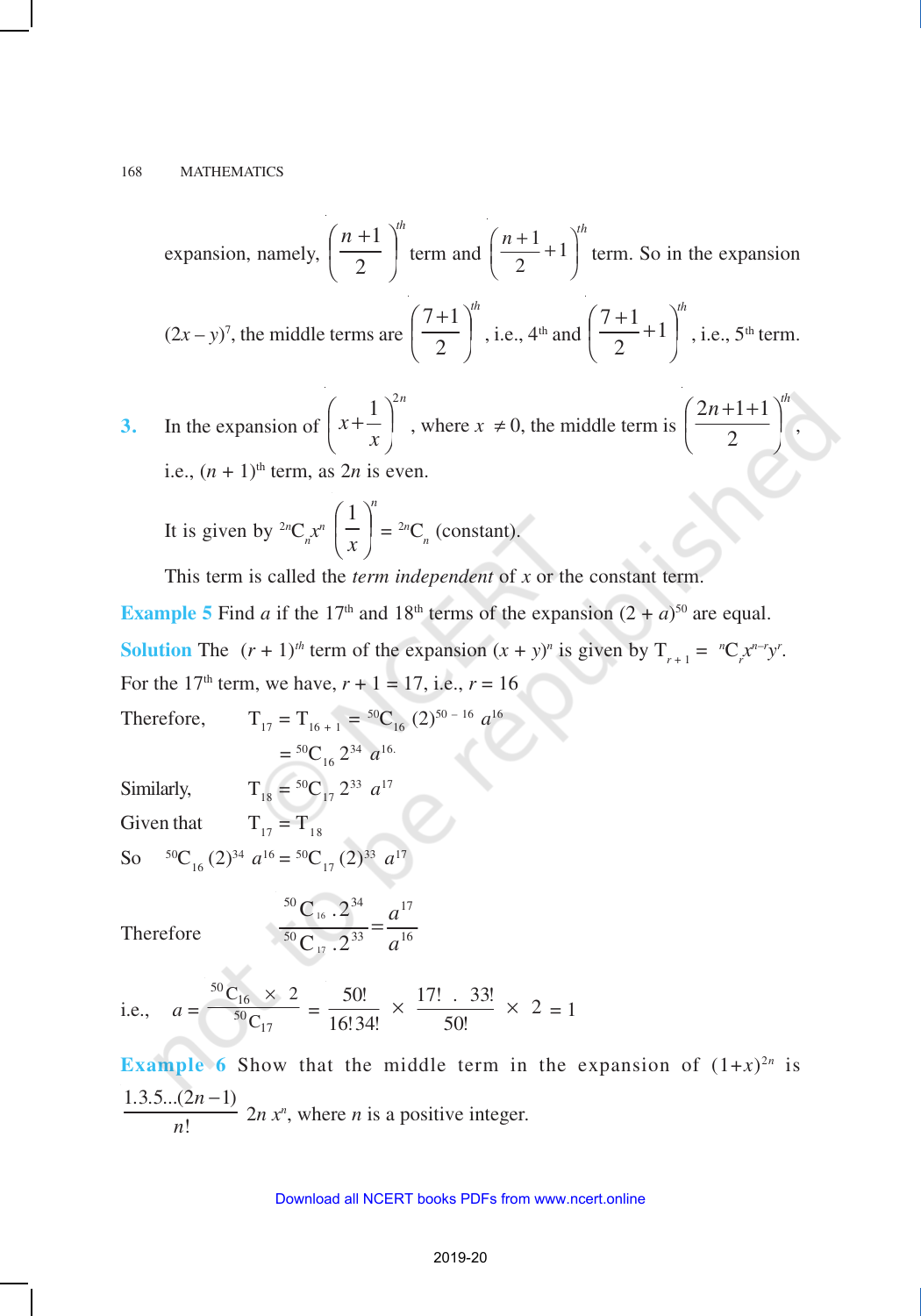expansion, namely, $\left(\frac{n+1}{2}\right)^{th}$ term and $\left(\frac{n+1}{2}+1\right)^{th}$ term. So in the expansion $(2x - y)^7$, the middle terms are $\left(\frac{7+1}{2}\right)^{th}$, i.e., $4^{th}$ and $\left(\frac{7+1}{2}+1\right)^{th}$, i.e., $5^{th}$ term.

3. In the expansion of $\left(x+\frac{1}{x}\right)^{2n}$, where $x \neq 0$, the middle term is $\left(\frac{2n+1+1}{2}\right)^{th}$, i.e., $(n + 1)^{th}$ term, as $2n$ is even.

   It is given by ${}^{2n}C_n x^n \left(\frac{1}{x}\right)^n = {}^{2n}C_n$ (constant).

   This term is called the *term independent* of $x$ or the constant term.

**Example 5** Find $a$ if the $17^{th}$ and $18^{th}$ terms of the expansion $(2 + a)^{50}$ are equal.

**Solution** The $(r + 1)^{th}$ term of the expansion $(x + y)^n$ is given by $T_{r+1} = {}^nC_r x^{n-r} y^r$.

For the $17^{th}$ term, we have, $r + 1 = 17$, i.e., $r = 16$

Therefore, $T_{17} = T_{16+1} = {}^{50}C_{16}\,(2)^{50-16}\,a^{16}$

$= {}^{50}C_{16}\,2^{34}\,a^{16}.$

Similarly, $T_{18} = {}^{50}C_{17}\,2^{33}\,a^{17}$

Given that $T_{17} = T_{18}$

So ${}^{50}C_{16}\,(2)^{34}\,a^{16} = {}^{50}C_{17}\,(2)^{33}\,a^{17}$

Therefore
$$\frac{{}^{50}C_{16} \cdot 2^{34}}{{}^{50}C_{17} \cdot 2^{33}} = \frac{a^{17}}{a^{16}}$$

i.e.,
$$a = \frac{{}^{50}C_{16} \times 2}{{}^{50}C_{17}} = \frac{50!}{16!\,34!} \times \frac{17!\,.\,33!}{50!} \times 2 = 1$$

**Example 6** Show that the middle term in the expansion of $(1+x)^{2n}$ is $\frac{1.3.5...(2n-1)}{n!}\,2n\,x^n$, where $n$ is a positive integer.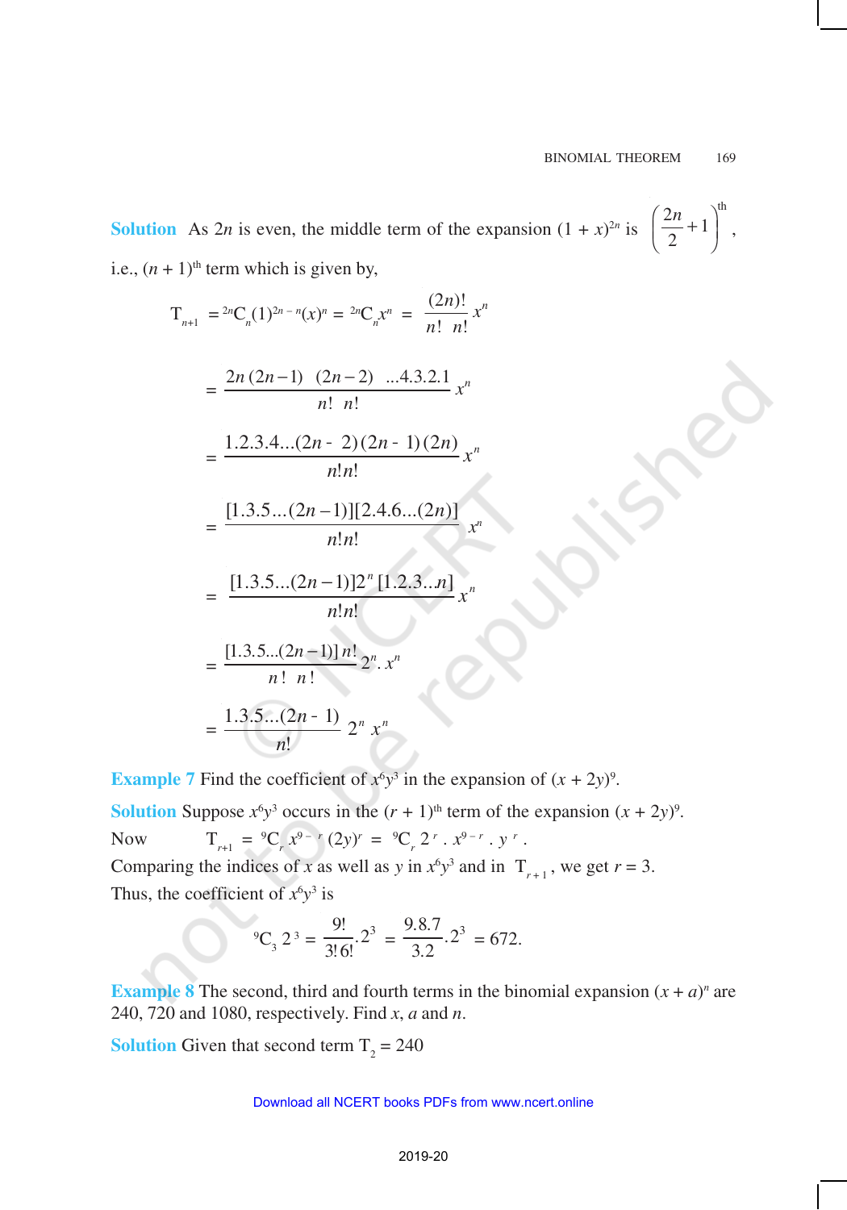**Solution** As $2n$ is even, the middle term of the expansion $(1 + x)^{2n}$ is $\left(\frac{2n}{2}+1\right)^{\text{th}}$, i.e., $(n + 1)^{\text{th}}$ term which is given by,

$$T_{n+1} = {}^{2n}C_n (1)^{2n-n}(x)^n = {}^{2n}C_n x^n = \frac{(2n)!}{n!\ n!}x^n$$

$$= \frac{2n\,(2n-1)\ (2n-2)\ \ldots 4.3.2.1}{n!\ n!}x^n$$

$$= \frac{1.2.3.4\ldots(2n-2)(2n-1)(2n)}{n!n!}x^n$$

$$= \frac{[1.3.5\ldots(2n-1)][2.4.6\ldots(2n)]}{n!n!}x^n$$

$$= \frac{[1.3.5\ldots(2n-1)]2^n\,[1.2.3\ldots n]}{n!n!}x^n$$

$$= \frac{[1.3.5\ldots(2n-1)]\,n!}{n!\ n!}2^n.x^n$$

$$= \frac{1.3.5\ldots(2n-1)}{n!}2^n\ x^n$$

**Example 7** Find the coefficient of $x^6y^3$ in the expansion of $(x + 2y)^9$.

**Solution** Suppose $x^6y^3$ occurs in the $(r + 1)^{\text{th}}$ term of the expansion $(x + 2y)^9$.

Now $\quad T_{r+1} = {}^9C_r\, x^{9-r}\,(2y)^r = {}^9C_r\, 2^r\,.\,x^{9-r}\,.\,y^r$.

Comparing the indices of $x$ as well as $y$ in $x^6y^3$ and in $T_{r+1}$, we get $r = 3$.

Thus, the coefficient of $x^6y^3$ is

$${}^9C_3\, 2^3 = \frac{9!}{3!\,6!}.2^3 = \frac{9.8.7}{3.2}.2^3 = 672.$$

**Example 8** The second, third and fourth terms in the binomial expansion $(x + a)^n$ are 240, 720 and 1080, respectively. Find $x$, $a$ and $n$.

**Solution** Given that second term $T_2 = 240$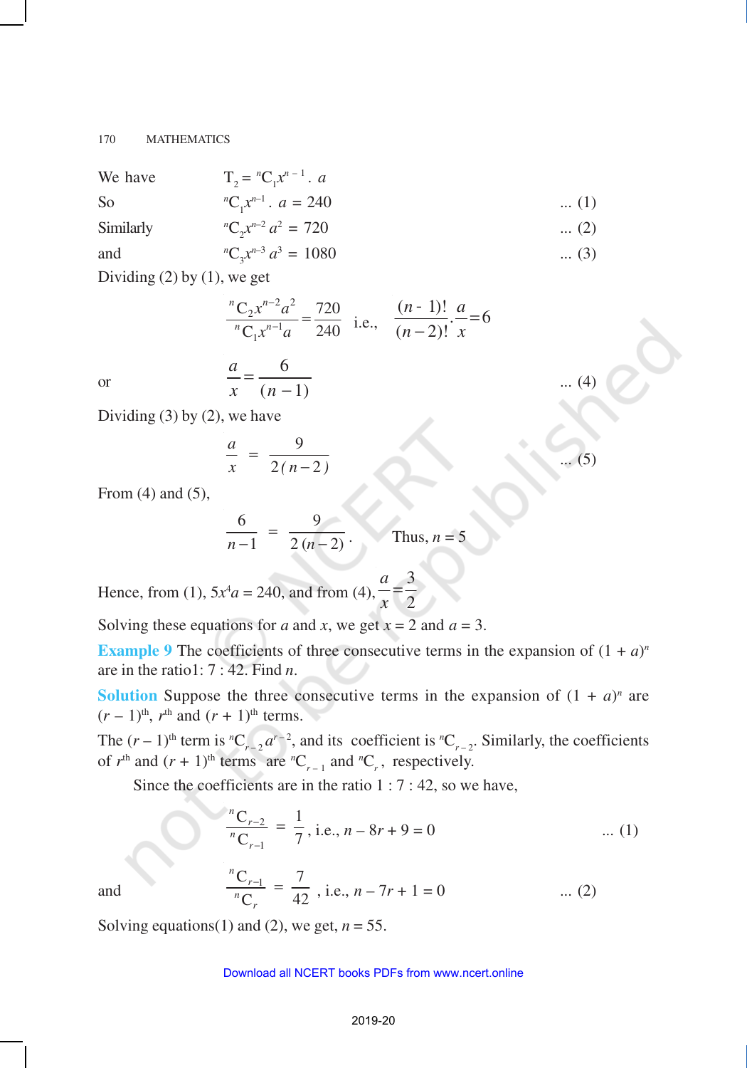We have $T_2 = {}^nC_1 x^{n-1} \cdot a$

So $${}^nC_1 x^{n-1} \cdot a = 240 \qquad \text{... (1)}$$

Similarly $${}^nC_2 x^{n-2} a^2 = 720 \qquad \text{... (2)}$$

and $${}^nC_3 x^{n-3} a^3 = 1080 \qquad \text{... (3)}$$

Dividing (2) by (1), we get

$$\frac{{}^nC_2 x^{n-2} a^2}{{}^nC_1 x^{n-1} a} = \frac{720}{240} \quad \text{i.e.,} \quad \frac{(n-1)!}{(n-2)!} \cdot \frac{a}{x} = 6$$

or $$\frac{a}{x} = \frac{6}{(n-1)} \qquad \text{... (4)}$$

Dividing (3) by (2), we have

$$\frac{a}{x} = \frac{9}{2(n-2)} \qquad \text{... (5)}$$

From (4) and (5),

$$\frac{6}{n-1} = \frac{9}{2(n-2)}. \qquad \text{Thus, } n = 5$$

Hence, from (1), $5x^4 a = 240$, and from (4), $\frac{a}{x} = \frac{3}{2}$

Solving these equations for $a$ and $x$, we get $x = 2$ and $a = 3$.

**Example 9** The coefficients of three consecutive terms in the expansion of $(1 + a)^n$ are in the ratio1: 7 : 42. Find $n$.

**Solution** Suppose the three consecutive terms in the expansion of $(1 + a)^n$ are $(r - 1)^{th}$, $r^{th}$ and $(r + 1)^{th}$ terms.

The $(r - 1)^{th}$ term is ${}^nC_{r-2} a^{r-2}$, and its coefficient is ${}^nC_{r-2}$. Similarly, the coefficients of $r^{th}$ and $(r + 1)^{th}$ terms are ${}^nC_{r-1}$ and ${}^nC_r$, respectively.

Since the coefficients are in the ratio 1 : 7 : 42, so we have,

$$\frac{{}^nC_{r-2}}{{}^nC_{r-1}} = \frac{1}{7}, \text{ i.e., } n - 8r + 9 = 0 \qquad \text{... (1)}$$

and $$\frac{{}^nC_{r-1}}{{}^nC_r} = \frac{7}{42}, \text{ i.e., } n - 7r + 1 = 0 \qquad \text{... (2)}$$

Solving equations(1) and (2), we get, $n = 55$.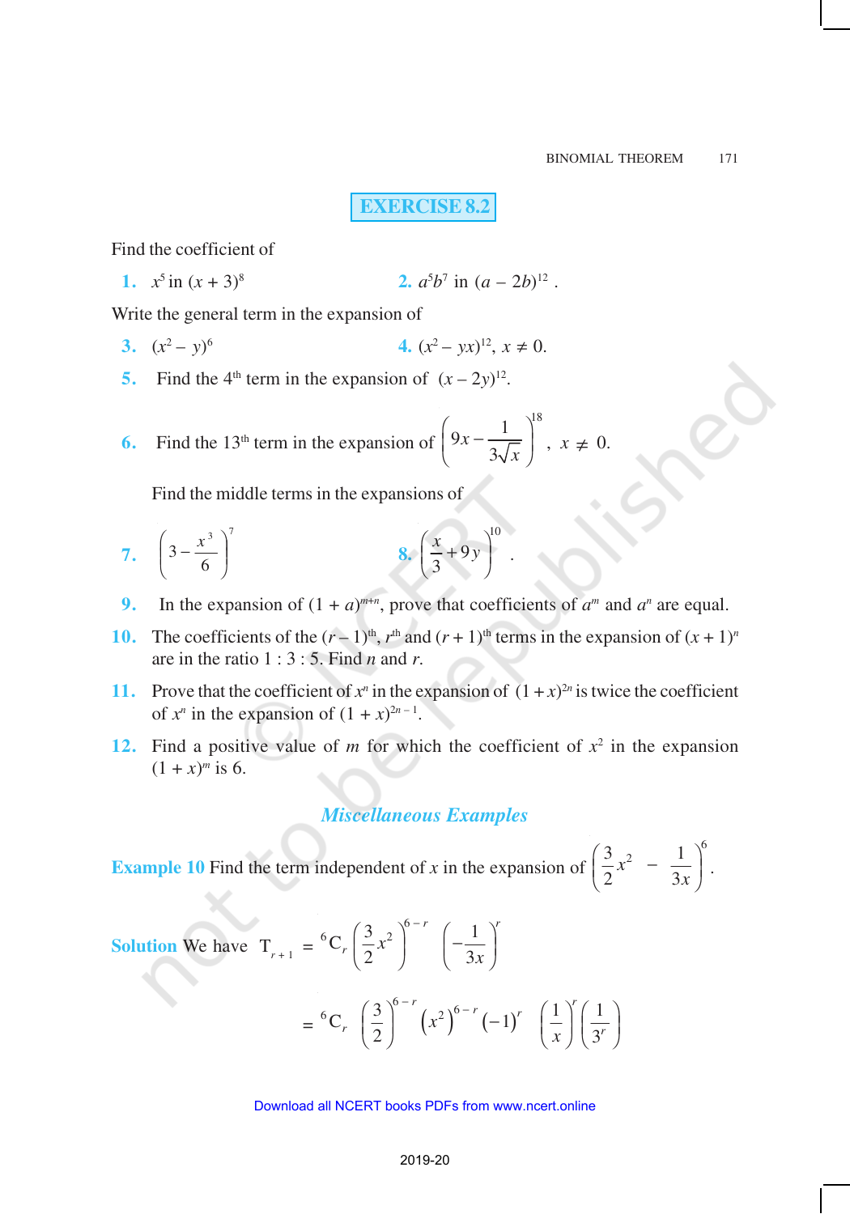## EXERCISE 8.2

Find the coefficient of

**1.** $x^5$ in $(x + 3)^8$

**2.** $a^5b^7$ in $(a - 2b)^{12}$ .

Write the general term in the expansion of

**3.** $(x^2 - y)^6$

**4.** $(x^2 - yx)^{12}, x \neq 0$.

**5.** Find the 4th term in the expansion of $(x - 2y)^{12}$.

**6.** Find the 13th term in the expansion of $\left(9x - \frac{1}{3\sqrt{x}}\right)^{18}$ , $x \neq 0$.

Find the middle terms in the expansions of

**7.** $\left(3 - \frac{x^3}{6}\right)^7$

**8.** $\left(\frac{x}{3} + 9y\right)^{10}$ .

**9.** In the expansion of $(1 + a)^{m+n}$, prove that coefficients of $a^m$ and $a^n$ are equal.

**10.** The coefficients of the $(r - 1)^{th}$, $r^{th}$ and $(r + 1)^{th}$ terms in the expansion of $(x + 1)^n$ are in the ratio 1 : 3 : 5. Find $n$ and $r$.

**11.** Prove that the coefficient of $x^n$ in the expansion of $(1 + x)^{2n}$ is twice the coefficient of $x^n$ in the expansion of $(1 + x)^{2n-1}$.

**12.** Find a positive value of $m$ for which the coefficient of $x^2$ in the expansion $(1 + x)^m$ is 6.

### *Miscellaneous Examples*

**Example 10** Find the term independent of $x$ in the expansion of $\left(\frac{3}{2}x^2 - \frac{1}{3x}\right)^6$.

**Solution** We have $T_{r+1} = {}^6C_r \left(\frac{3}{2}x^2\right)^{6-r} \left(-\frac{1}{3x}\right)^r$

$$= {}^6C_r \left(\frac{3}{2}\right)^{6-r} \left(x^2\right)^{6-r} (-1)^r \left(\frac{1}{x}\right)^r \left(\frac{1}{3^r}\right)$$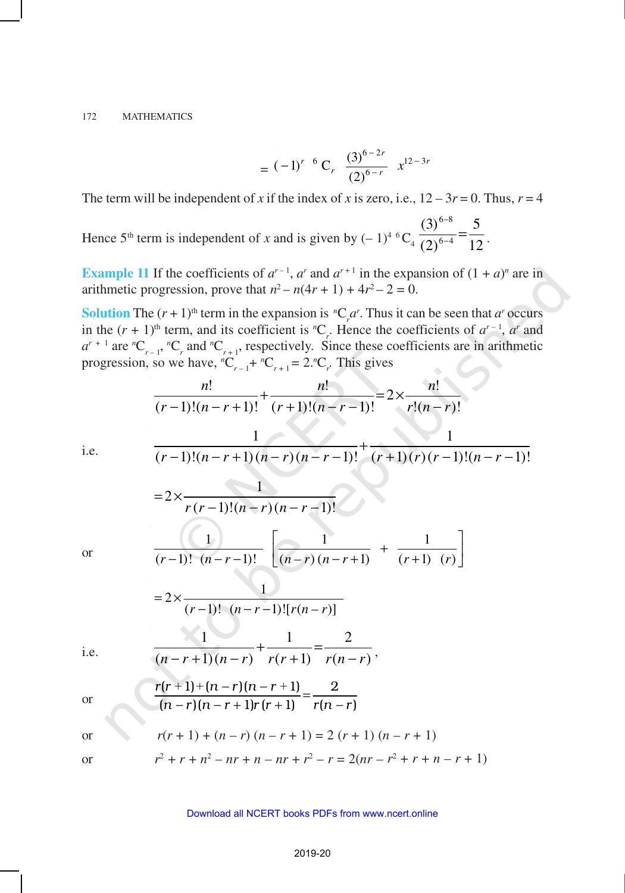$$= (-1)^r \ {}^6C_r \frac{(3)^{6-2r}}{(2)^{6-r}} \ x^{12-3r}$$

The term will be independent of $x$ if the index of $x$ is zero, i.e., $12 - 3r = 0$. Thus, $r = 4$

Hence 5[th] term is independent of $x$ and is given by $(-1)^4 \ {}^6C_4 \frac{(3)^{6-8}}{(2)^{6-4}} = \frac{5}{12}$.

**Example 11** If the coefficients of $a^{r-1}$, $a^r$ and $a^{r+1}$ in the expansion of $(1 + a)^n$ are in arithmetic progression, prove that $n^2 - n(4r + 1) + 4r^2 - 2 = 0$.

**Solution** The $(r + 1)^{th}$ term in the expansion is ${}^nC_r a^r$. Thus it can be seen that $a^r$ occurs in the $(r + 1)^{th}$ term, and its coefficient is ${}^nC_r$. Hence the coefficients of $a^{r-1}$, $a^r$ and $a^{r+1}$ are ${}^nC_{r-1}$, ${}^nC_r$ and ${}^nC_{r+1}$, respectively. Since these coefficients are in arithmetic progression, so we have, ${}^nC_{r-1} + {}^nC_{r+1} = 2.{}^nC_r$. This gives

$$\frac{n!}{(r-1)!(n-r+1)!} + \frac{n!}{(r+1)!(n-r-1)!} = 2 \times \frac{n!}{r!(n-r)!}$$

i.e.
$$\frac{1}{(r-1)!(n-r+1)(n-r)(n-r-1)!} + \frac{1}{(r+1)(r)(r-1)!(n-r-1)!}$$

$$= 2 \times \frac{1}{r(r-1)!(n-r)(n-r-1)!}$$

or
$$\frac{1}{(r-1)! \ (n-r-1)!}\left[\frac{1}{(n-r)(n-r+1)} + \frac{1}{(r+1) \ (r)}\right]$$

$$= 2 \times \frac{1}{(r-1)! \ (n-r-1)![r(n-r)]}$$

i.e.
$$\frac{1}{(n-r+1)(n-r)} + \frac{1}{r(r+1)} = \frac{2}{r(n-r)},$$

or
$$\frac{r(r+1)+(n-r)(n-r+1)}{(n-r)(n-r+1)r(r+1)} = \frac{2}{r(n-r)}$$

or
$$r(r + 1) + (n - r)(n - r + 1) = 2(r + 1)(n - r + 1)$$

or
$$r^2 + r + n^2 - nr + n - nr + r^2 - r = 2(nr - r^2 + r + n - r + 1)$$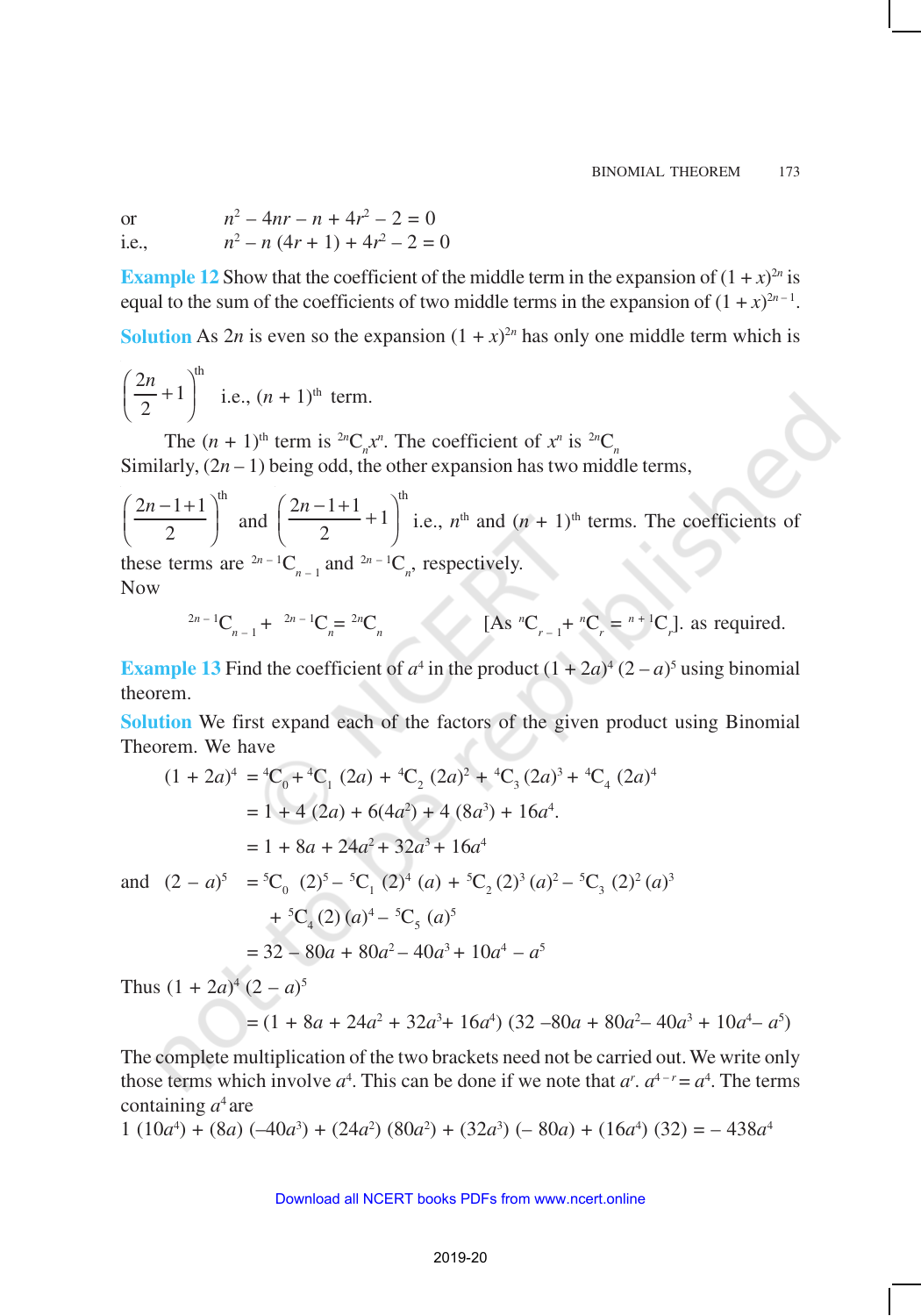or $\qquad n^2 - 4nr - n + 4r^2 - 2 = 0$

i.e., $\qquad n^2 - n(4r + 1) + 4r^2 - 2 = 0$

**Example 12** Show that the coefficient of the middle term in the expansion of $(1 + x)^{2n}$ is equal to the sum of the coefficients of two middle terms in the expansion of $(1 + x)^{2n-1}$.

**Solution** As $2n$ is even so the expansion $(1 + x)^{2n}$ has only one middle term which is $\left(\frac{2n}{2}+1\right)^{\text{th}}$ i.e., $(n + 1)^{\text{th}}$ term.

The $(n + 1)^{\text{th}}$ term is ${}^{2n}C_n x^n$. The coefficient of $x^n$ is ${}^{2n}C_n$

Similarly, $(2n - 1)$ being odd, the other expansion has two middle terms, $\left(\frac{2n-1+1}{2}\right)^{\text{th}}$ and $\left(\frac{2n-1+1}{2}+1\right)^{\text{th}}$ i.e., $n^{\text{th}}$ and $(n + 1)^{\text{th}}$ terms. The coefficients of these terms are ${}^{2n-1}C_{n-1}$ and ${}^{2n-1}C_n$, respectively.

Now

$${}^{2n-1}C_{n-1} + {}^{2n-1}C_n = {}^{2n}C_n \qquad [\text{As } {}^nC_{r-1} + {}^nC_r = {}^{n+1}C_r]. \text{ as required.}$$

**Example 13** Find the coefficient of $a^4$ in the product $(1 + 2a)^4 (2 - a)^5$ using binomial theorem.

**Solution** We first expand each of the factors of the given product using Binomial Theorem. We have

$$\begin{aligned}(1 + 2a)^4 &= {}^4C_0 + {}^4C_1 (2a) + {}^4C_2 (2a)^2 + {}^4C_3 (2a)^3 + {}^4C_4 (2a)^4 \\ &= 1 + 4(2a) + 6(4a^2) + 4(8a^3) + 16a^4. \\ &= 1 + 8a + 24a^2 + 32a^3 + 16a^4\end{aligned}$$

and

$$\begin{aligned}(2 - a)^5 &= {}^5C_0 (2)^5 - {}^5C_1 (2)^4 (a) + {}^5C_2 (2)^3 (a)^2 - {}^5C_3 (2)^2 (a)^3 \\ &\quad + {}^5C_4 (2)(a)^4 - {}^5C_5 (a)^5 \\ &= 32 - 80a + 80a^2 - 40a^3 + 10a^4 - a^5\end{aligned}$$

Thus $(1 + 2a)^4 (2 - a)^5$

$$= (1 + 8a + 24a^2 + 32a^3 + 16a^4)(32 - 80a + 80a^2 - 40a^3 + 10a^4 - a^5)$$

The complete multiplication of the two brackets need not be carried out. We write only those terms which involve $a^4$. This can be done if we note that $a^r \cdot a^{4-r} = a^4$. The terms containing $a^4$ are

$1(10a^4) + (8a)(-40a^3) + (24a^2)(80a^2) + (32a^3)(-80a) + (16a^4)(32) = -438a^4$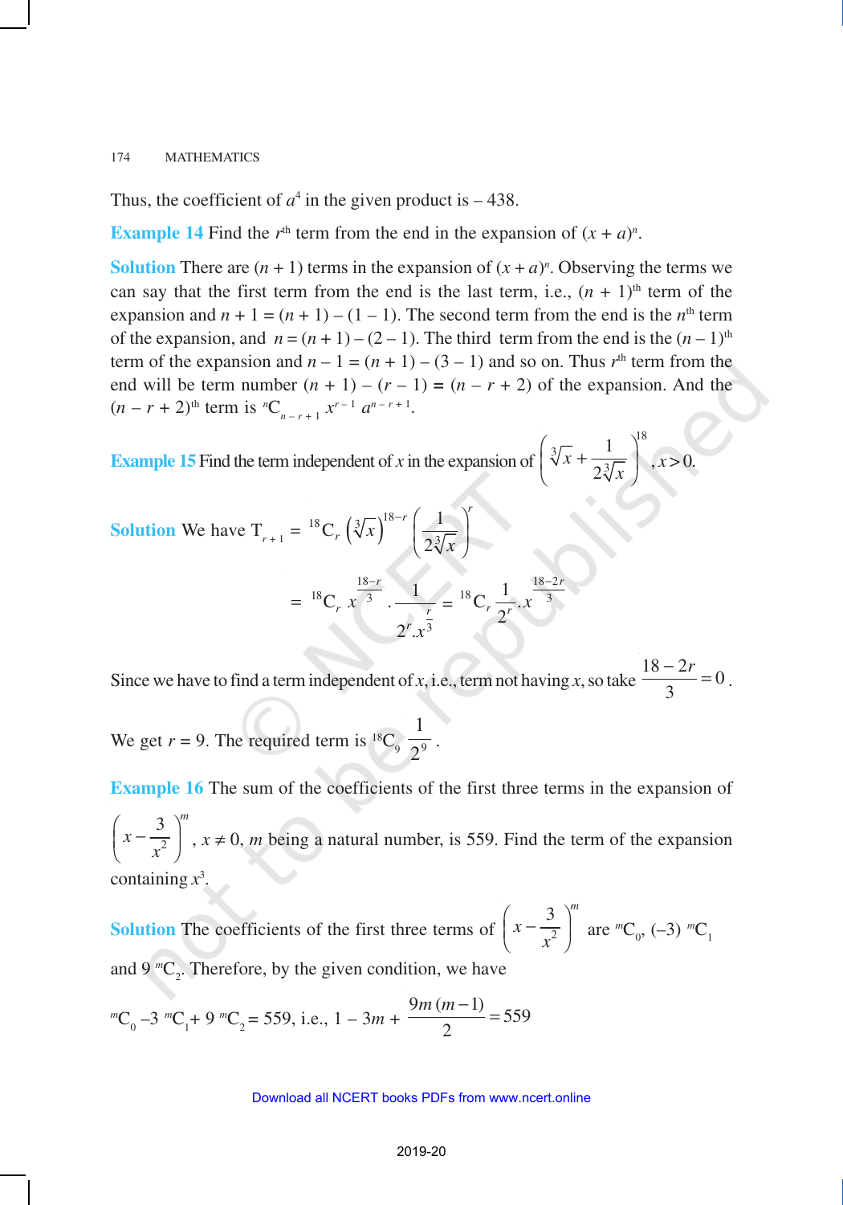Thus, the coefficient of $a^4$ in the given product is – 438.

**Example 14** Find the $r^{th}$ term from the end in the expansion of $(x + a)^n$.

**Solution** There are $(n + 1)$ terms in the expansion of $(x + a)^n$. Observing the terms we can say that the first term from the end is the last term, i.e., $(n + 1)^{th}$ term of the expansion and $n + 1 = (n + 1) – (1 – 1)$. The second term from the end is the $n^{th}$ term of the expansion, and $n = (n + 1) – (2 – 1)$. The third term from the end is the $(n – 1)^{th}$ term of the expansion and $n – 1 = (n + 1) – (3 – 1)$ and so on. Thus $r^{th}$ term from the end will be term number $(n + 1) – (r – 1) = (n – r + 2)$ of the expansion. And the $(n – r + 2)^{th}$ term is ${}^nC_{n-r+1}\, x^{r-1}\, a^{n-r+1}$.

**Example 15** Find the term independent of $x$ in the expansion of $\left(\sqrt[3]{x} + \frac{1}{2\sqrt[3]{x}}\right)^{18}$, $x > 0$.

**Solution** We have $T_{r+1} = {}^{18}C_r \left(\sqrt[3]{x}\right)^{18-r} \left(\frac{1}{2\sqrt[3]{x}}\right)^r$

$$= {}^{18}C_r\, x^{\frac{18-r}{3}} \cdot \frac{1}{2^r . x^{\frac{r}{3}}} = {}^{18}C_r \frac{1}{2^r} . x^{\frac{18-2r}{3}}$$

Since we have to find a term independent of $x$, i.e., term not having $x$, so take $\frac{18-2r}{3} = 0$.

We get $r = 9$. The required term is ${}^{18}C_9 \frac{1}{2^9}$.

**Example 16** The sum of the coefficients of the first three terms in the expansion of $\left(x - \frac{3}{x^2}\right)^m$, $x \neq 0$, $m$ being a natural number, is 559. Find the term of the expansion containing $x^3$.

**Solution** The coefficients of the first three terms of $\left(x - \frac{3}{x^2}\right)^m$ are ${}^mC_0$, $(–3)\ {}^mC_1$ and $9\ {}^mC_2$. Therefore, by the given condition, we have

$${}^mC_0 - 3\ {}^mC_1 + 9\ {}^mC_2 = 559, \text{ i.e., } 1 - 3m + \frac{9m(m-1)}{2} = 559$$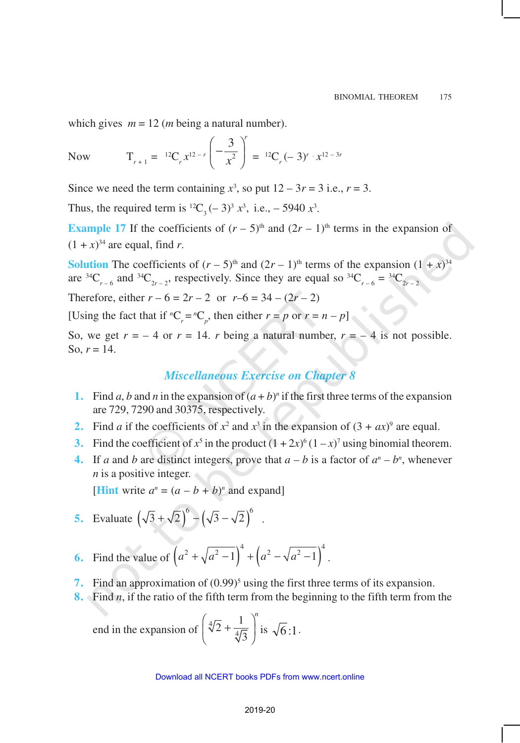which gives $m = 12$ ($m$ being a natural number).

Now $\quad T_{r+1} = {}^{12}C_r\, x^{12-r} \left(-\dfrac{3}{x^2}\right)^r = {}^{12}C_r\, (-3)^r \cdot x^{12-3r}$

Since we need the term containing $x^3$, so put $12 - 3r = 3$ i.e., $r = 3$.

Thus, the required term is ${}^{12}C_3\,(-3)^3\, x^3$, i.e., $-5940\, x^3$.

**Example 17** If the coefficients of $(r-5)^{\text{th}}$ and $(2r-1)^{\text{th}}$ terms in the expansion of $(1+x)^{34}$ are equal, find $r$.

**Solution** The coefficients of $(r-5)^{\text{th}}$ and $(2r-1)^{\text{th}}$ terms of the expansion $(1+x)^{34}$ are ${}^{34}C_{r-6}$ and ${}^{34}C_{2r-2}$, respectively. Since they are equal so ${}^{34}C_{r-6} = {}^{34}C_{2r-2}$

Therefore, either $r - 6 = 2r - 2$ or $r - 6 = 34 - (2r - 2)$

[Using the fact that if ${}^{n}C_r = {}^{n}C_p$, then either $r = p$ or $r = n - p$]

So, we get $r = -4$ or $r = 14$. $r$ being a natural number, $r = -4$ is not possible. So, $r = 14$.

## *Miscellaneous Exercise on Chapter 8*

1. Find $a$, $b$ and $n$ in the expansion of $(a+b)^n$ if the first three terms of the expansion are 729, 7290 and 30375, respectively.
2. Find $a$ if the coefficients of $x^2$ and $x^3$ in the expansion of $(3 + ax)^9$ are equal.
3. Find the coefficient of $x^5$ in the product $(1+2x)^6\,(1-x)^7$ using binomial theorem.
4. If $a$ and $b$ are distinct integers, prove that $a - b$ is a factor of $a^n - b^n$, whenever $n$ is a positive integer.

   [**Hint** write $a^n = (a - b + b)^n$ and expand]
5. Evaluate $\left(\sqrt{3}+\sqrt{2}\right)^6 - \left(\sqrt{3}-\sqrt{2}\right)^6$ .
6. Find the value of $\left(a^2+\sqrt{a^2-1}\right)^4 + \left(a^2-\sqrt{a^2-1}\right)^4$.
7. Find an approximation of $(0.99)^5$ using the first three terms of its expansion.
8. Find $n$, if the ratio of the fifth term from the beginning to the fifth term from the end in the expansion of $\left(\sqrt[4]{2}+\dfrac{1}{\sqrt[4]{3}}\right)^n$ is $\sqrt{6}:1$.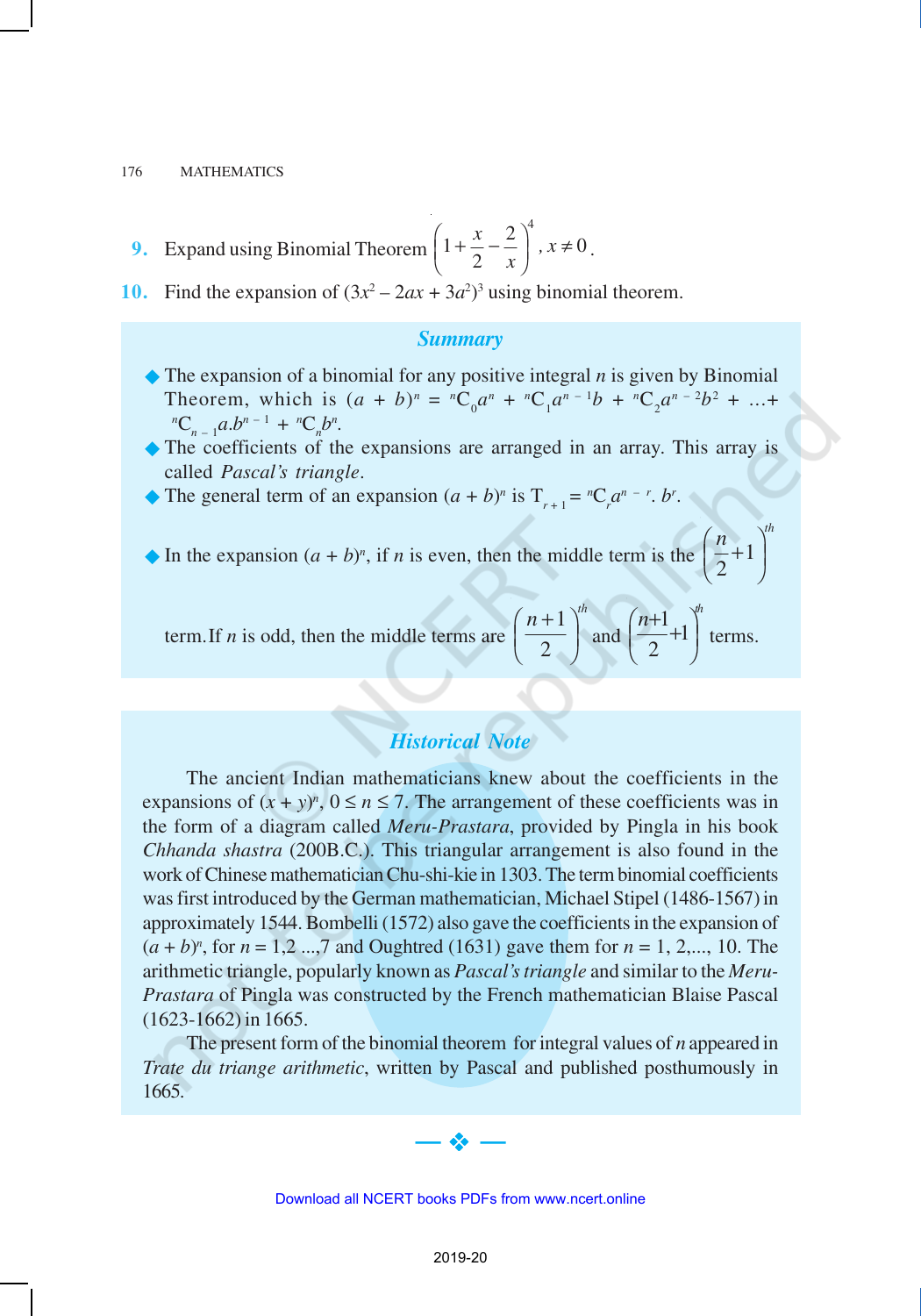**9.** Expand using Binomial Theorem $\left(1+\frac{x}{2}-\frac{2}{x}\right)^4, x \neq 0$.

**10.** Find the expansion of $(3x^2 - 2ax + 3a^2)^3$ using binomial theorem.

## *Summary*

- The expansion of a binomial for any positive integral $n$ is given by Binomial Theorem, which is $(a + b)^n = {}^nC_0a^n + {}^nC_1a^{n-1}b + {}^nC_2a^{n-2}b^2 + ...+ {}^nC_{n-1}a.b^{n-1} + {}^nC_nb^n$.
- The coefficients of the expansions are arranged in an array. This array is called *Pascal's triangle*.
- The general term of an expansion $(a + b)^n$ is $T_{r+1} = {}^nC_ra^{n-r}.b^r$.
- In the expansion $(a + b)^n$, if $n$ is even, then the middle term is the $\left(\frac{n}{2}+1\right)^{th}$ term. If $n$ is odd, then the middle terms are $\left(\frac{n+1}{2}\right)^{th}$ and $\left(\frac{n+1}{2}+1\right)^{th}$ terms.

## *Historical Note*

The ancient Indian mathematicians knew about the coefficients in the expansions of $(x + y)^n$, $0 \leq n \leq 7$. The arrangement of these coefficients was in the form of a diagram called *Meru-Prastara*, provided by Pingla in his book *Chhanda shastra* (200B.C.). This triangular arrangement is also found in the work of Chinese mathematician Chu-shi-kie in 1303. The term binomial coefficients was first introduced by the German mathematician, Michael Stipel (1486-1567) in approximately 1544. Bombelli (1572) also gave the coefficients in the expansion of $(a + b)^n$, for $n = 1,2 ...,7$ and Oughtred (1631) gave them for $n = 1, 2,..., 10$. The arithmetic triangle, popularly known as *Pascal's triangle* and similar to the *Meru-Prastara* of Pingla was constructed by the French mathematician Blaise Pascal (1623-1662) in 1665.

The present form of the binomial theorem for integral values of $n$ appeared in *Trate du triange arithmetic*, written by Pascal and published posthumously in 1665.

— ❖ —